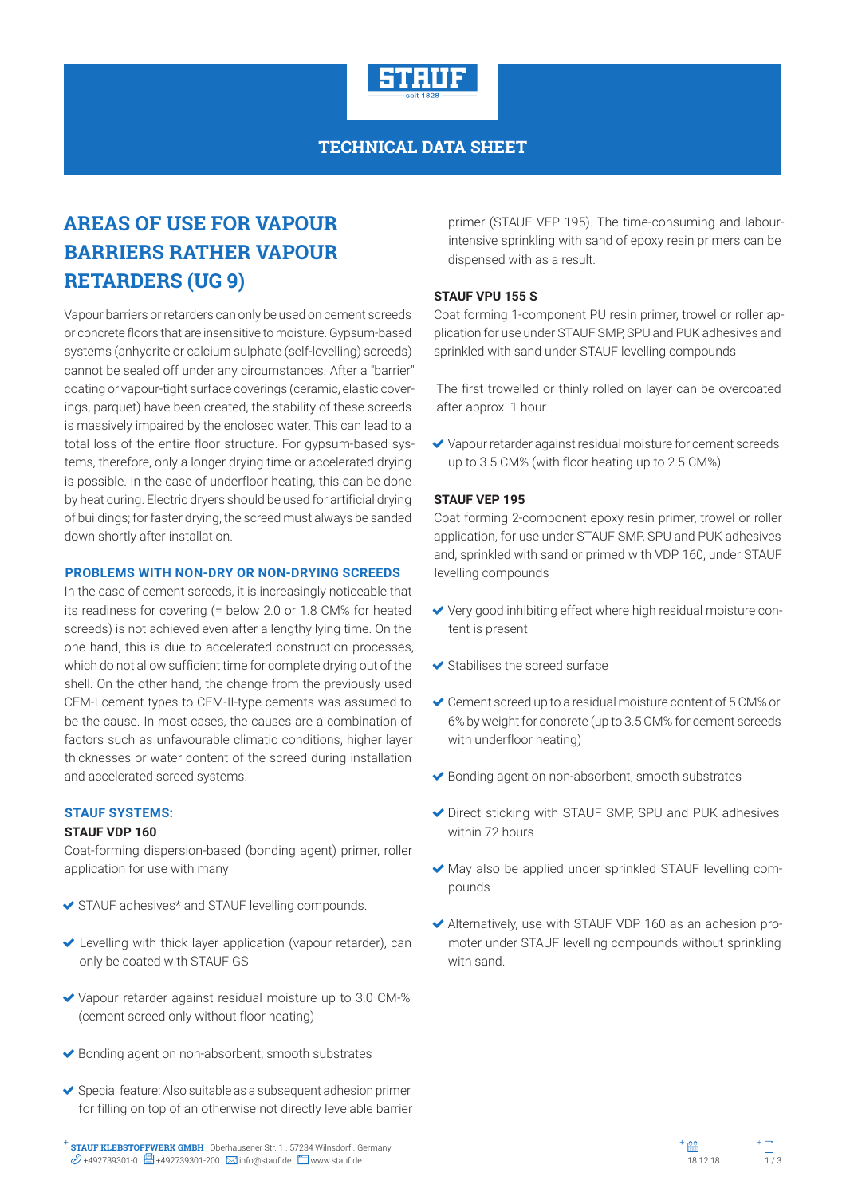# TECHNICAL DATA SHEET

## AREAS OF USE FOR VAPOUR BARRIERS RATHER VAPOUR RETARDERS (UG 9)

Vapour barriers or retarders can only be used on cement screeds or concrete floors that are insensitive to moisture. Gypsum-based systems (anhydrite or calcium sulphate (self-levelling) screeds) cannot be sealed off under any circumstances. After a "barrier" coating or vapour-tight surface coverings (ceramic, elastic coverings, parquet) have been created, the stability of these screeds is massively impaired by the enclosed water. This can lead to a total loss of the entire floor structure. For gypsum-based systems, therefore, only a longer drying time or accelerated drying is possible. In the case of underfloor heating, this can be done by heat curing. Electric dryers should be used for artificial drying of buildings; for faster drying, the screed must always be sanded down shortly after installation.

### PROBLEMS WITH NON-DRY OR NON-DRYING SCREEDS

In the case of cement screeds, it is increasingly noticeable that its readiness for covering (= below 2.0 or 1.8 CM% for heated screeds) is not achieved even after a lengthy lying time. On the one hand, this is due to accelerated construction processes, which do not allow sufficient time for complete drying out of the shell. On the other hand, the change from the previously used CEM-I cement types to CEM-II-type cements was assumed to be the cause. In most cases, the causes are a combination of factors such as unfavourable climatic conditions, higher layer thicknesses or water content of the screed during installation and accelerated screed systems.

### STAUF SYSTEMS:

**STAUF VDP 160**

Coat-forming dispersion-based (bonding agent) primer, roller application for use with many

- STAUF adhesives* and STAUF levelling compounds.
- Levelling with thick layer application (vapour retarder), can only be coated with STAUF GS
- Vapour retarder against residual moisture up to 3.0 CM-% (cement screed only without floor heating)
- Bonding agent on non-absorbent, smooth substrates
- Special feature: Also suitable as a subsequent adhesion primer for filling on top of an otherwise not directly levelable barrier primer (STAUF VEP 195). The time-consuming and labour-intensive sprinkling with sand of epoxy resin primers can be dispensed with as a result.

**STAUF VPU 155 S**

Coat forming 1-component PU resin primer, trowel or roller application for use under STAUF SMP, SPU and PUK adhesives and sprinkled with sand under STAUF levelling compounds

The first trowelled or thinly rolled on layer can be overcoated after approx. 1 hour.

- Vapour retarder against residual moisture for cement screeds up to 3.5 CM% (with floor heating up to 2.5 CM%)

**STAUF VEP 195**

Coat forming 2-component epoxy resin primer, trowel or roller application, for use under STAUF SMP, SPU and PUK adhesives and, sprinkled with sand or primed with VDP 160, under STAUF levelling compounds

- Very good inhibiting effect where high residual moisture content is present
- Stabilises the screed surface
- Cement screed up to a residual moisture content of 5 CM% or 6% by weight for concrete (up to 3.5 CM% for cement screeds with underfloor heating)
- Bonding agent on non-absorbent, smooth substrates
- Direct sticking with STAUF SMP, SPU and PUK adhesives within 72 hours
- May also be applied under sprinkled STAUF levelling compounds
- Alternatively, use with STAUF VDP 160 as an adhesion promoter under STAUF levelling compounds without sprinkling with sand.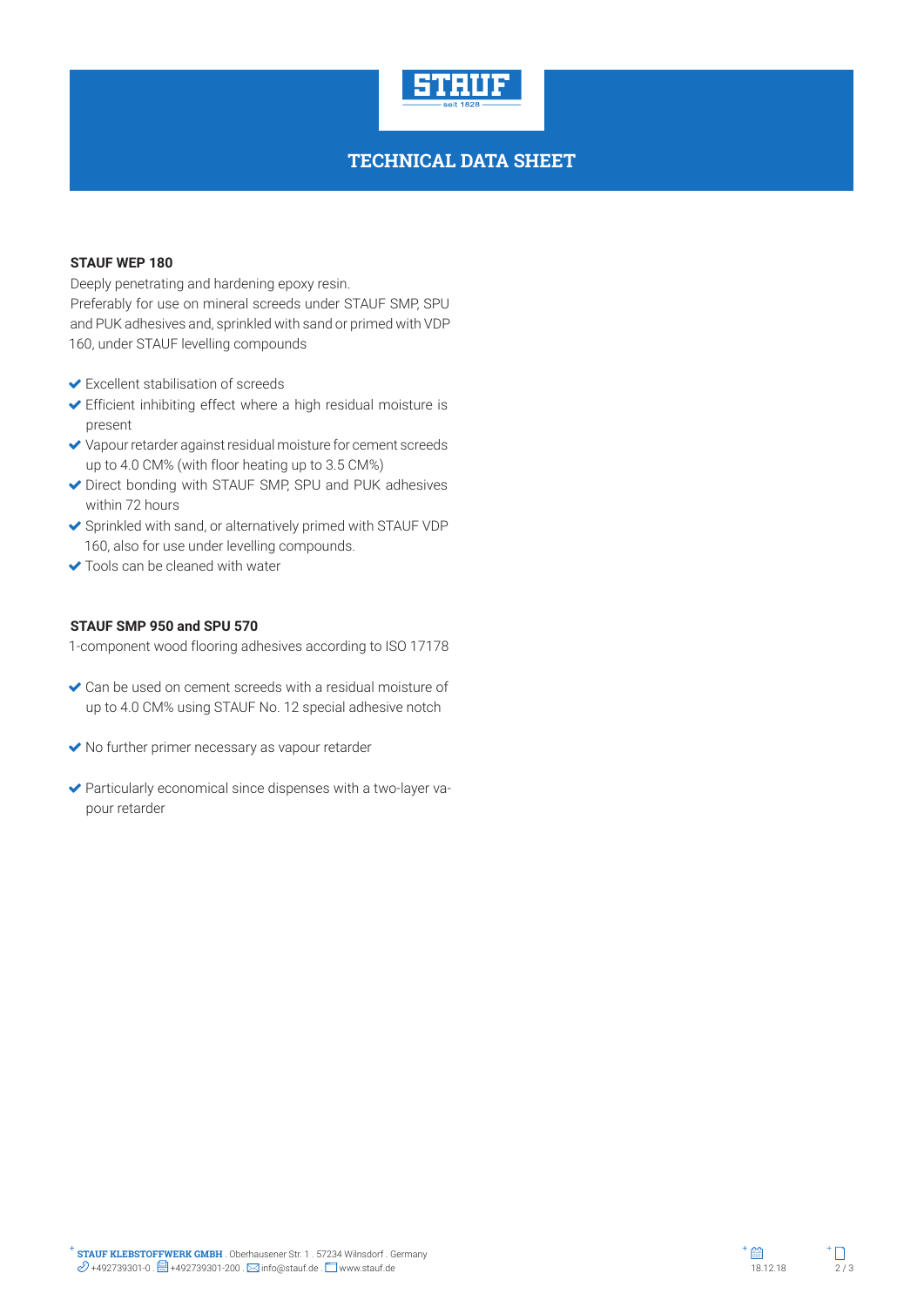# TECHNICAL DATA SHEET

**STAUF WEP 180**

Deeply penetrating and hardening epoxy resin.
Preferably for use on mineral screeds under STAUF SMP, SPU and PUK adhesives and, sprinkled with sand or primed with VDP 160, under STAUF levelling compounds

- Excellent stabilisation of screeds
- Efficient inhibiting effect where a high residual moisture is present
- Vapour retarder against residual moisture for cement screeds up to 4.0 CM% (with floor heating up to 3.5 CM%)
- Direct bonding with STAUF SMP, SPU and PUK adhesives within 72 hours
- Sprinkled with sand, or alternatively primed with STAUF VDP 160, also for use under levelling compounds.
- Tools can be cleaned with water

**STAUF SMP 950 and SPU 570**

1-component wood flooring adhesives according to ISO 17178

- Can be used on cement screeds with a residual moisture of up to 4.0 CM% using STAUF No. 12 special adhesive notch
- No further primer necessary as vapour retarder
- Particularly economical since dispenses with a two-layer vapour retarder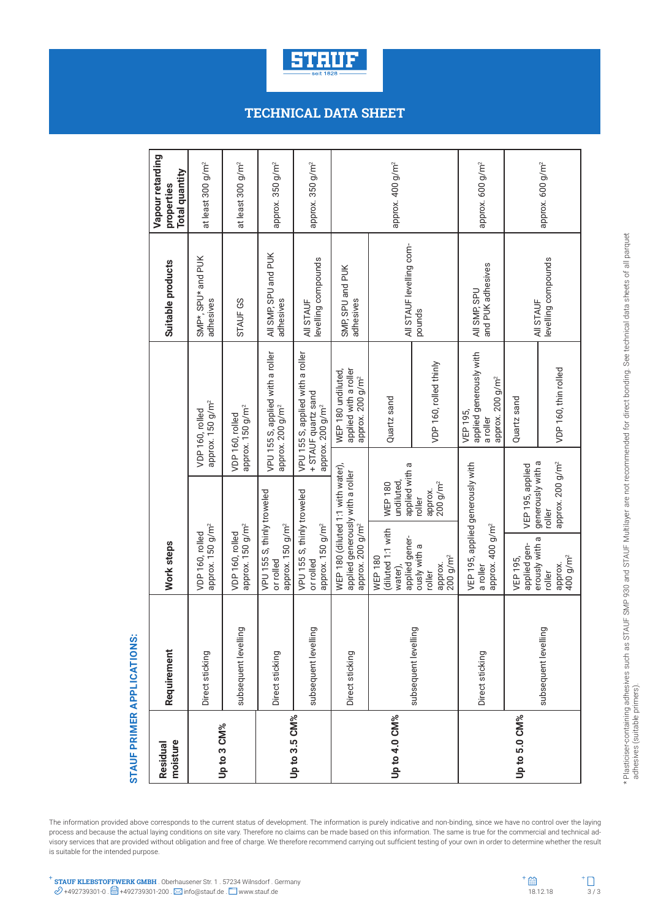# TECHNICAL DATA SHEET

## STAUF PRIMER APPLICATIONS:

| Residual moisture | Requirement | Work steps | | | Suitable products | Vapour retarding properties Total quantity |
|---|---|---|---|---|---|---|
| Up to 3 CM% | Direct sticking | VDP 160, rolled approx. 150 g/m² | | VDP 160, rolled approx. 150 g/m² | SMP*, SPU* and PUK adhesives | at least 300 g/m² |
| | subsequent levelling | VDP 160, rolled approx. 150 g/m² | | VDP 160, rolled approx. 150 g/m² | STAUF GS | at least 300 g/m² |
| Up to 3.5 CM% | Direct sticking | VPU 155 S, thinly troweled or rolled approx. 150 g/m² | | VPU 155 S, applied with a roller approx. 200 g/m² | All SMP, SPU and PUK adhesives | approx. 350 g/m² |
| | subsequent levelling | VPU 155 S, thinly troweled or rolled approx. 150 g/m² | | VPU 155 S, applied with a roller + STAUF quartz sand approx. 200 g/m² | All STAUF levelling compounds | approx. 350 g/m² |
| Up to 4.0 CM% | Direct sticking | WEP 180 (diluted 1:1 with water), applied generously with a roller approx. 200 g/m² | | WEP 180 undiluted, applied with a roller approx. 200 g/m² | SMP, SPU and PUK adhesives | approx. 400 g/m² |
| | subsequent levelling | WEP 180 (diluted 1:1 with water), applied generously with a roller approx. 200 g/m² | WEP 180 undiluted, applied with a roller approx. 200 g/m² | Quartz sand / VDP 160, rolled thinly | All STAUF levelling compounds | approx. 400 g/m² |
| Up to 5.0 CM% | Direct sticking | VEP 195, applied generously with a roller approx. 400 g/m² | | VEP 195, applied generously with a roller approx. 200 g/m² | All SMP, SPU and PUK adhesives | approx. 600 g/m² |
| | subsequent levelling | VEP 195, applied generously with a roller approx. 400 g/m² | VEP 195, applied generously with a roller approx. 200 g/m² | Quartz sand / VDP 160, thin rolled | All STAUF levelling compounds | approx. 600 g/m² |

* Plasticiser-containing adhesives such as STAUF SMP 930 and STAUF Multilayer are not recommended for direct bonding. See technical data sheets of all parquet adhesives (suitable primers).

The information provided above corresponds to the current status of development. The information is purely indicative and non-binding, since we have no control over the laying process and because the actual laying conditions on site vary. Therefore no claims can be made based on this information. The same is true for the commercial and technical advisory services that are provided without obligation and free of charge. We therefore recommend carrying out sufficient testing of your own in order to determine whether the result is suitable for the intended purpose.

**STAUF KLEBSTOFFWERK GMBH** . Oberhausener Str. 1 . 57234 Wilnsdorf . Germany
+492739301-0 . +492739301-200 . info@stauf.de . www.stauf.de

18.12.18